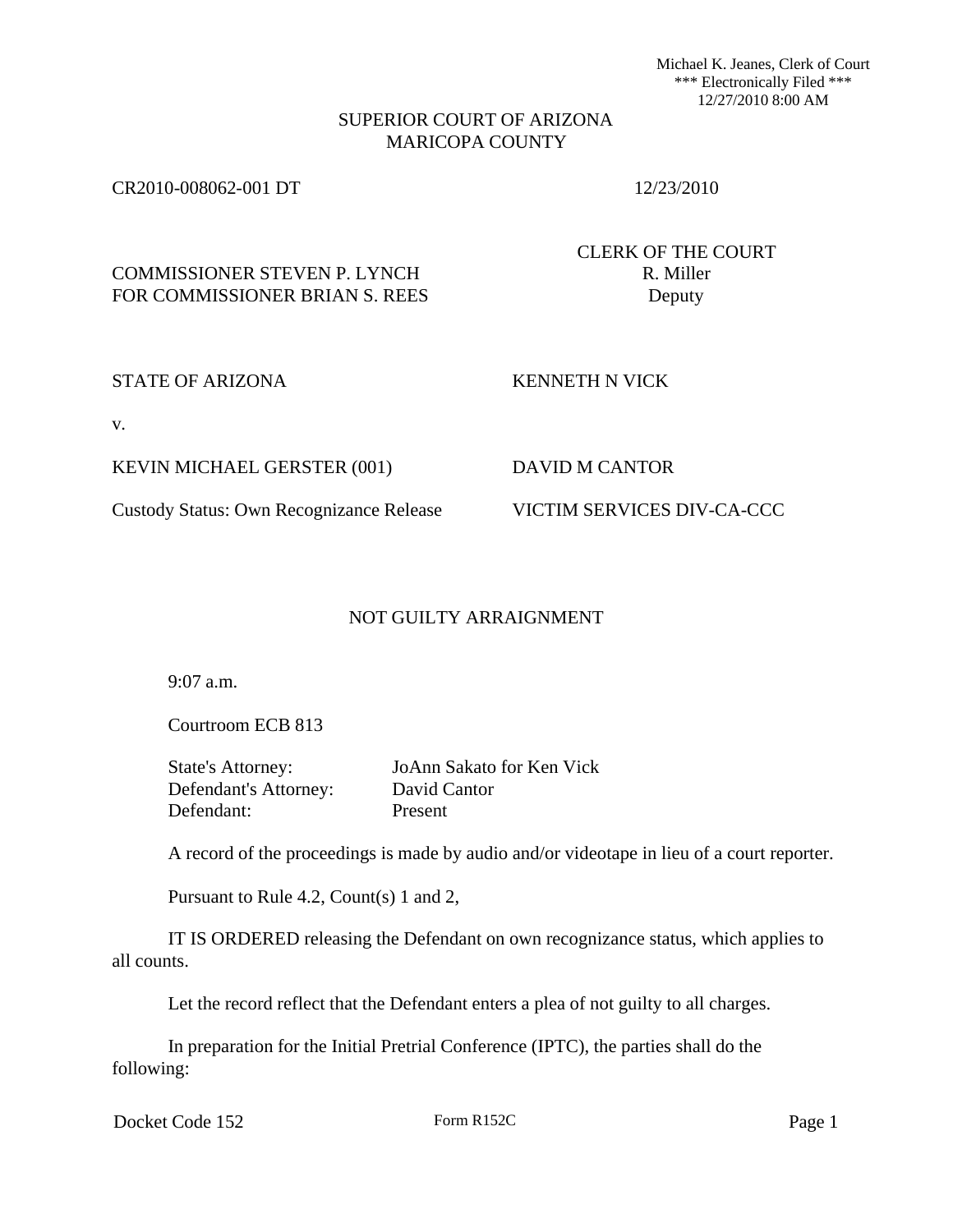Michael K. Jeanes, Clerk of Court
*** Electronically Filed ***
12/27/2010 8:00 AM

SUPERIOR COURT OF ARIZONA
MARICOPA COUNTY

CR2010-008062-001 DT 12/23/2010

COMMISSIONER STEVEN P. LYNCH
FOR COMMISSIONER BRIAN S. REES

CLERK OF THE COURT
R. Miller
Deputy

STATE OF ARIZONA

v.

KEVIN MICHAEL GERSTER (001)

Custody Status: Own Recognizance Release

KENNETH N VICK

DAVID M CANTOR

VICTIM SERVICES DIV-CA-CCC

## NOT GUILTY ARRAIGNMENT

9:07 a.m.

Courtroom ECB 813

State's Attorney: JoAnn Sakato for Ken Vick
Defendant's Attorney: David Cantor
Defendant: Present

A record of the proceedings is made by audio and/or videotape in lieu of a court reporter.

Pursuant to Rule 4.2, Count(s) 1 and 2,

IT IS ORDERED releasing the Defendant on own recognizance status, which applies to all counts.

Let the record reflect that the Defendant enters a plea of not guilty to all charges.

In preparation for the Initial Pretrial Conference (IPTC), the parties shall do the following:

Docket Code 152 Form R152C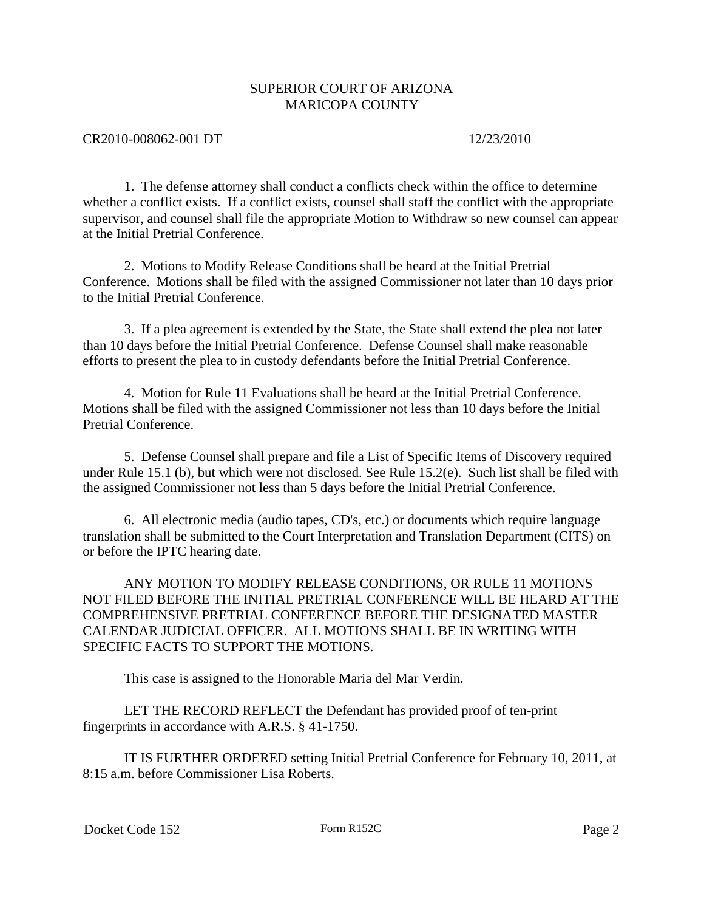SUPERIOR COURT OF ARIZONA
MARICOPA COUNTY

CR2010-008062-001 DT 12/23/2010

1. The defense attorney shall conduct a conflicts check within the office to determine whether a conflict exists. If a conflict exists, counsel shall staff the conflict with the appropriate supervisor, and counsel shall file the appropriate Motion to Withdraw so new counsel can appear at the Initial Pretrial Conference.

2. Motions to Modify Release Conditions shall be heard at the Initial Pretrial Conference. Motions shall be filed with the assigned Commissioner not later than 10 days prior to the Initial Pretrial Conference.

3. If a plea agreement is extended by the State, the State shall extend the plea not later than 10 days before the Initial Pretrial Conference. Defense Counsel shall make reasonable efforts to present the plea to in custody defendants before the Initial Pretrial Conference.

4. Motion for Rule 11 Evaluations shall be heard at the Initial Pretrial Conference. Motions shall be filed with the assigned Commissioner not less than 10 days before the Initial Pretrial Conference.

5. Defense Counsel shall prepare and file a List of Specific Items of Discovery required under Rule 15.1 (b), but which were not disclosed. See Rule 15.2(e). Such list shall be filed with the assigned Commissioner not less than 5 days before the Initial Pretrial Conference.

6. All electronic media (audio tapes, CD's, etc.) or documents which require language translation shall be submitted to the Court Interpretation and Translation Department (CITS) on or before the IPTC hearing date.

ANY MOTION TO MODIFY RELEASE CONDITIONS, OR RULE 11 MOTIONS NOT FILED BEFORE THE INITIAL PRETRIAL CONFERENCE WILL BE HEARD AT THE COMPREHENSIVE PRETRIAL CONFERENCE BEFORE THE DESIGNATED MASTER CALENDAR JUDICIAL OFFICER. ALL MOTIONS SHALL BE IN WRITING WITH SPECIFIC FACTS TO SUPPORT THE MOTIONS.

This case is assigned to the Honorable Maria del Mar Verdin.

LET THE RECORD REFLECT the Defendant has provided proof of ten-print fingerprints in accordance with A.R.S. § 41-1750.

IT IS FURTHER ORDERED setting Initial Pretrial Conference for February 10, 2011, at 8:15 a.m. before Commissioner Lisa Roberts.

Docket Code 152 Form R152C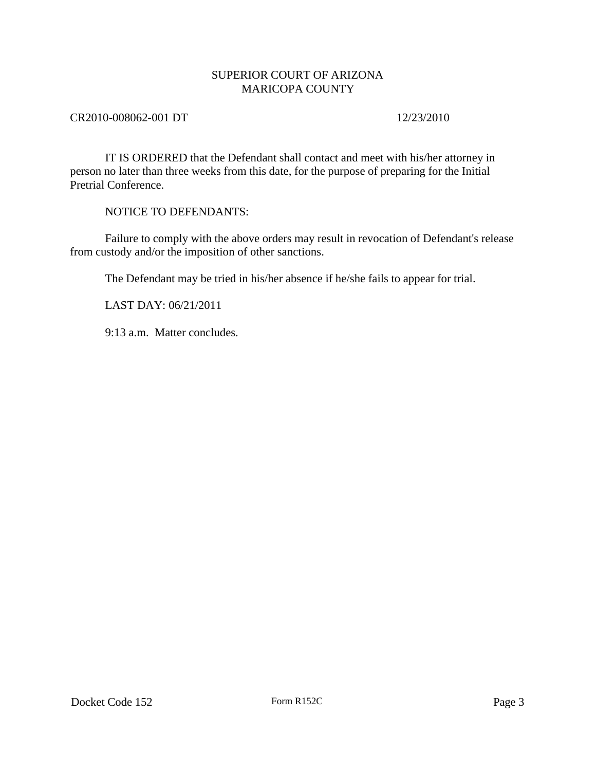IT IS ORDERED that the Defendant shall contact and meet with his/her attorney in person no later than three weeks from this date, for the purpose of preparing for the Initial Pretrial Conference.

NOTICE TO DEFENDANTS:

Failure to comply with the above orders may result in revocation of Defendant's release from custody and/or the imposition of other sanctions.

The Defendant may be tried in his/her absence if he/she fails to appear for trial.

LAST DAY: 06/21/2011

9:13 a.m. Matter concludes.